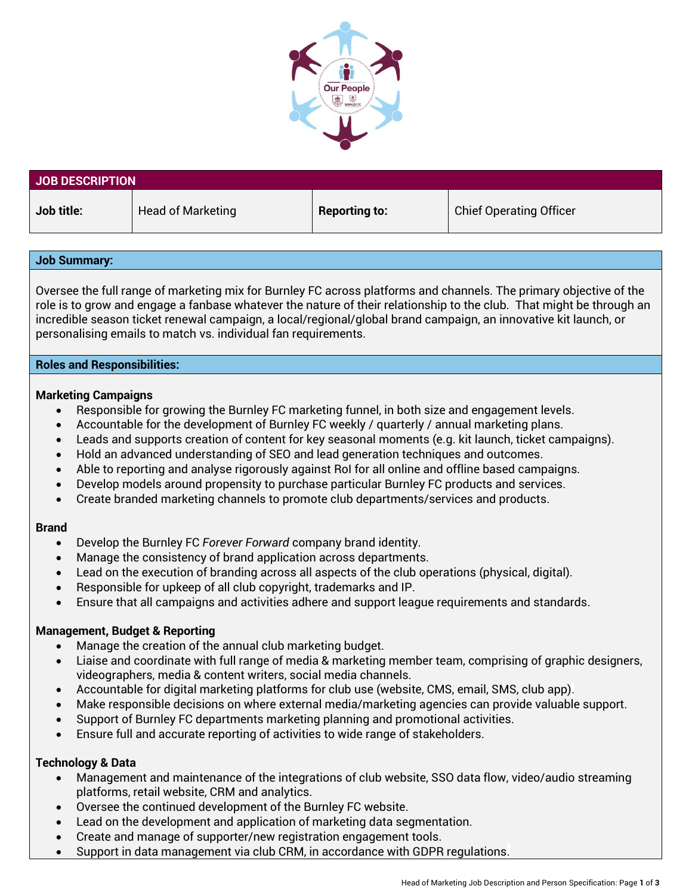## JOB DESCRIPTION

| Job title: | Head of Marketing | Reporting to: | Chief Operating Officer |
|---|---|---|---|

### Job Summary:

Oversee the full range of marketing mix for Burnley FC across platforms and channels. The primary objective of the role is to grow and engage a fanbase whatever the nature of their relationship to the club. That might be through an incredible season ticket renewal campaign, a local/regional/global brand campaign, an innovative kit launch, or personalising emails to match vs. individual fan requirements.

### Roles and Responsibilities:

**Marketing Campaigns**

- Responsible for growing the Burnley FC marketing funnel, in both size and engagement levels.
- Accountable for the development of Burnley FC weekly / quarterly / annual marketing plans.
- Leads and supports creation of content for key seasonal moments (e.g. kit launch, ticket campaigns).
- Hold an advanced understanding of SEO and lead generation techniques and outcomes.
- Able to reporting and analyse rigorously against RoI for all online and offline based campaigns.
- Develop models around propensity to purchase particular Burnley FC products and services.
- Create branded marketing channels to promote club departments/services and products.

**Brand**

- Develop the Burnley FC *Forever Forward* company brand identity.
- Manage the consistency of brand application across departments.
- Lead on the execution of branding across all aspects of the club operations (physical, digital).
- Responsible for upkeep of all club copyright, trademarks and IP.
- Ensure that all campaigns and activities adhere and support league requirements and standards.

**Management, Budget & Reporting**

- Manage the creation of the annual club marketing budget.
- Liaise and coordinate with full range of media & marketing member team, comprising of graphic designers, videographers, media & content writers, social media channels.
- Accountable for digital marketing platforms for club use (website, CMS, email, SMS, club app).
- Make responsible decisions on where external media/marketing agencies can provide valuable support.
- Support of Burnley FC departments marketing planning and promotional activities.
- Ensure full and accurate reporting of activities to wide range of stakeholders.

**Technology & Data**

- Management and maintenance of the integrations of club website, SSO data flow, video/audio streaming platforms, retail website, CRM and analytics.
- Oversee the continued development of the Burnley FC website.
- Lead on the development and application of marketing data segmentation.
- Create and manage of supporter/new registration engagement tools.
- Support in data management via club CRM, in accordance with GDPR regulations.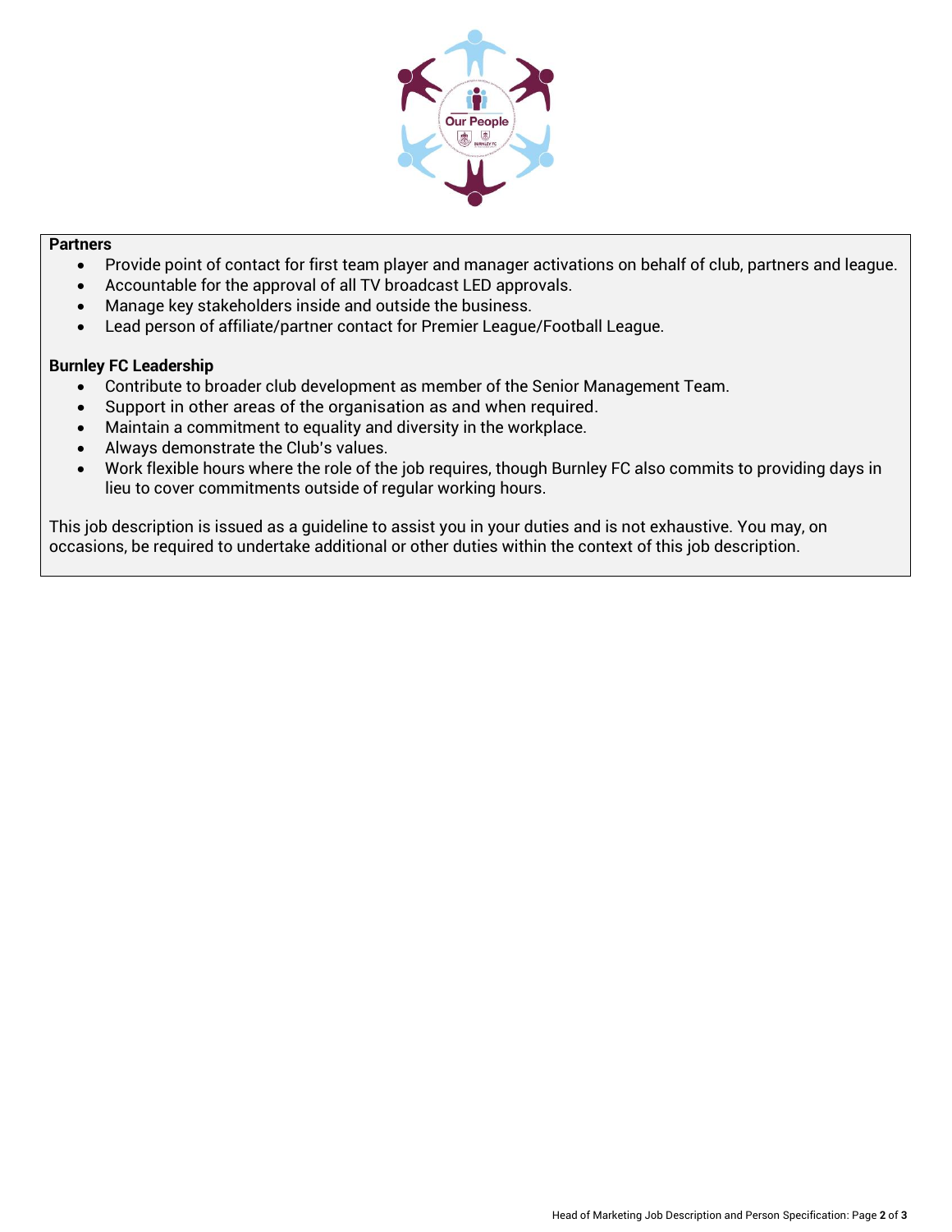**Partners**

- Provide point of contact for first team player and manager activations on behalf of club, partners and league.
- Accountable for the approval of all TV broadcast LED approvals.
- Manage key stakeholders inside and outside the business.
- Lead person of affiliate/partner contact for Premier League/Football League.

**Burnley FC Leadership**

- Contribute to broader club development as member of the Senior Management Team.
- Support in other areas of the organisation as and when required.
- Maintain a commitment to equality and diversity in the workplace.
- Always demonstrate the Club's values.
- Work flexible hours where the role of the job requires, though Burnley FC also commits to providing days in lieu to cover commitments outside of regular working hours.

This job description is issued as a guideline to assist you in your duties and is not exhaustive. You may, on occasions, be required to undertake additional or other duties within the context of this job description.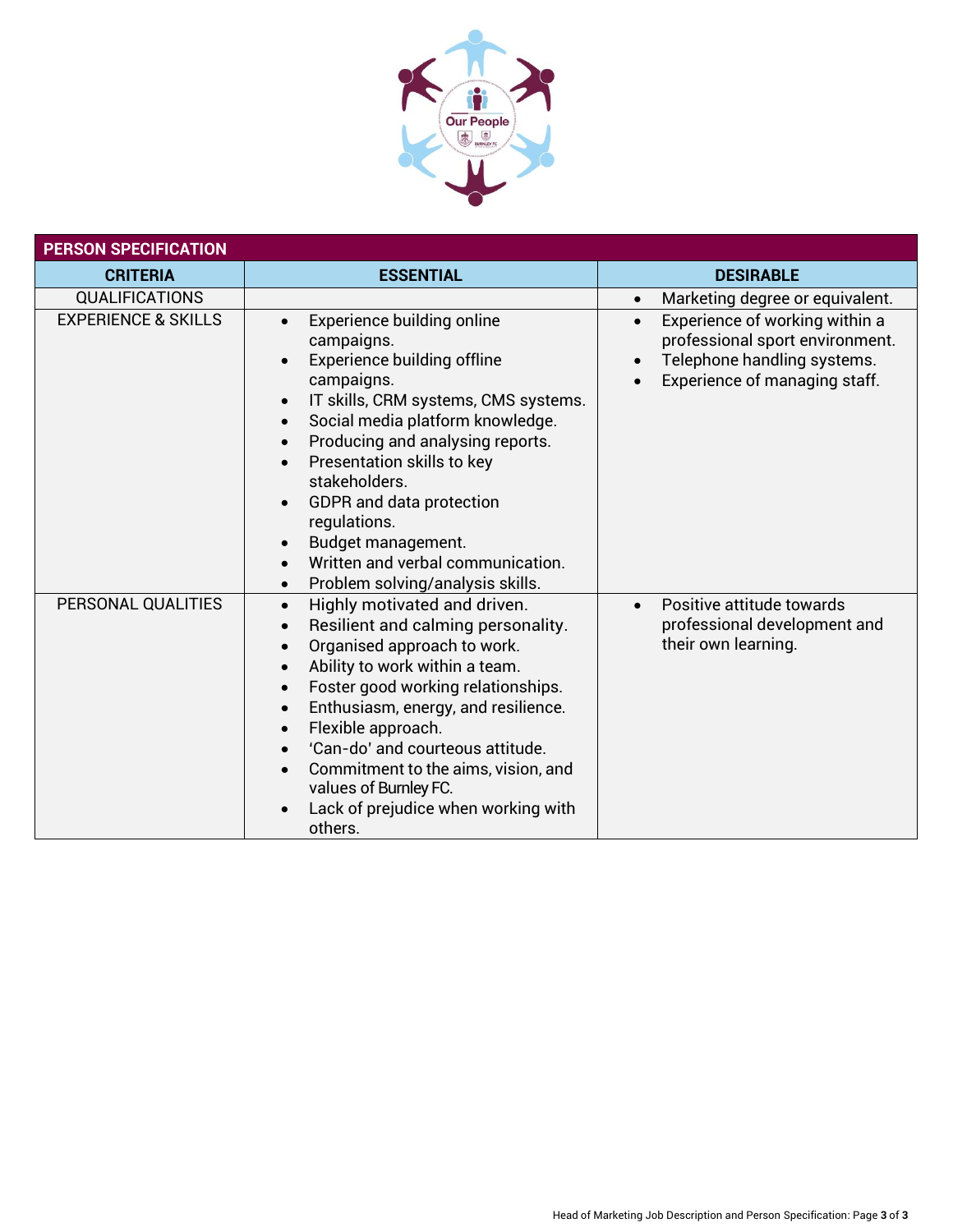## PERSON SPECIFICATION

| CRITERIA | ESSENTIAL | DESIRABLE |
| --- | --- | --- |
| QUALIFICATIONS | | • Marketing degree or equivalent. |
| EXPERIENCE & SKILLS | • Experience building online campaigns.<br>• Experience building offline campaigns.<br>• IT skills, CRM systems, CMS systems.<br>• Social media platform knowledge.<br>• Producing and analysing reports.<br>• Presentation skills to key stakeholders.<br>• GDPR and data protection regulations.<br>• Budget management.<br>• Written and verbal communication.<br>• Problem solving/analysis skills. | • Experience of working within a professional sport environment.<br>• Telephone handling systems.<br>• Experience of managing staff. |
| PERSONAL QUALITIES | • Highly motivated and driven.<br>• Resilient and calming personality.<br>• Organised approach to work.<br>• Ability to work within a team.<br>• Foster good working relationships.<br>• Enthusiasm, energy, and resilience.<br>• Flexible approach.<br>• 'Can-do' and courteous attitude.<br>• Commitment to the aims, vision, and values of Burnley FC.<br>• Lack of prejudice when working with others. | • Positive attitude towards professional development and their own learning. |